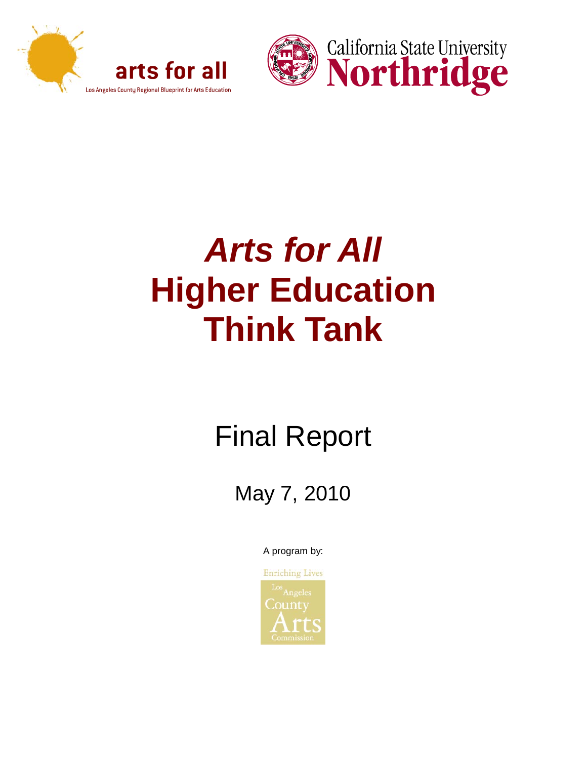arts for all

Los Angeles County Regional Blueprint for Arts Education

California State University Northridge

# *Arts for All* Higher Education Think Tank

## Final Report

May 7, 2010

A program by:

Enriching Lives

Los Angeles County Arts Commission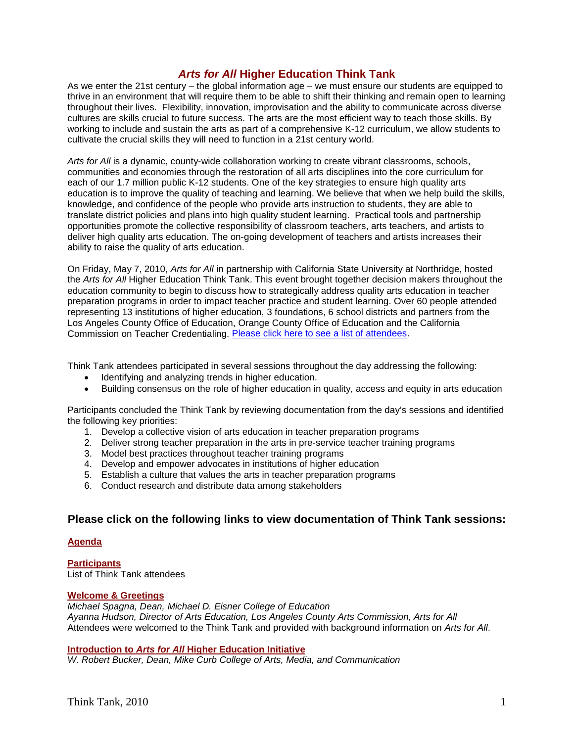# *Arts for All* Higher Education Think Tank

As we enter the 21st century – the global information age – we must ensure our students are equipped to thrive in an environment that will require them to be able to shift their thinking and remain open to learning throughout their lives. Flexibility, innovation, improvisation and the ability to communicate across diverse cultures are skills crucial to future success. The arts are the most efficient way to teach those skills. By working to include and sustain the arts as part of a comprehensive K-12 curriculum, we allow students to cultivate the crucial skills they will need to function in a 21st century world.

*Arts for All* is a dynamic, county-wide collaboration working to create vibrant classrooms, schools, communities and economies through the restoration of all arts disciplines into the core curriculum for each of our 1.7 million public K-12 students. One of the key strategies to ensure high quality arts education is to improve the quality of teaching and learning. We believe that when we help build the skills, knowledge, and confidence of the people who provide arts instruction to students, they are able to translate district policies and plans into high quality student learning. Practical tools and partnership opportunities promote the collective responsibility of classroom teachers, arts teachers, and artists to deliver high quality arts education. The on-going development of teachers and artists increases their ability to raise the quality of arts education.

On Friday, May 7, 2010, *Arts for All* in partnership with California State University at Northridge, hosted the *Arts for All* Higher Education Think Tank. This event brought together decision makers throughout the education community to begin to discuss how to strategically address quality arts education in teacher preparation programs in order to impact teacher practice and student learning. Over 60 people attended representing 13 institutions of higher education, 3 foundations, 6 school districts and partners from the Los Angeles County Office of Education, Orange County Office of Education and the California Commission on Teacher Credentialing. Please click here to see a list of attendees.

Think Tank attendees participated in several sessions throughout the day addressing the following:

- Identifying and analyzing trends in higher education.
- Building consensus on the role of higher education in quality, access and equity in arts education

Participants concluded the Think Tank by reviewing documentation from the day's sessions and identified the following key priorities:

1. Develop a collective vision of arts education in teacher preparation programs
2. Deliver strong teacher preparation in the arts in pre-service teacher training programs
3. Model best practices throughout teacher training programs
4. Develop and empower advocates in institutions of higher education
5. Establish a culture that values the arts in teacher preparation programs
6. Conduct research and distribute data among stakeholders

## Please click on the following links to view documentation of Think Tank sessions:

**Agenda**

**Participants**
List of Think Tank attendees

**Welcome & Greetings**
*Michael Spagna, Dean, Michael D. Eisner College of Education*
*Ayanna Hudson, Director of Arts Education, Los Angeles County Arts Commission, Arts for All*
Attendees were welcomed to the Think Tank and provided with background information on *Arts for All*.

**Introduction to *Arts for All* Higher Education Initiative**
*W. Robert Bucker, Dean, Mike Curb College of Arts, Media, and Communication*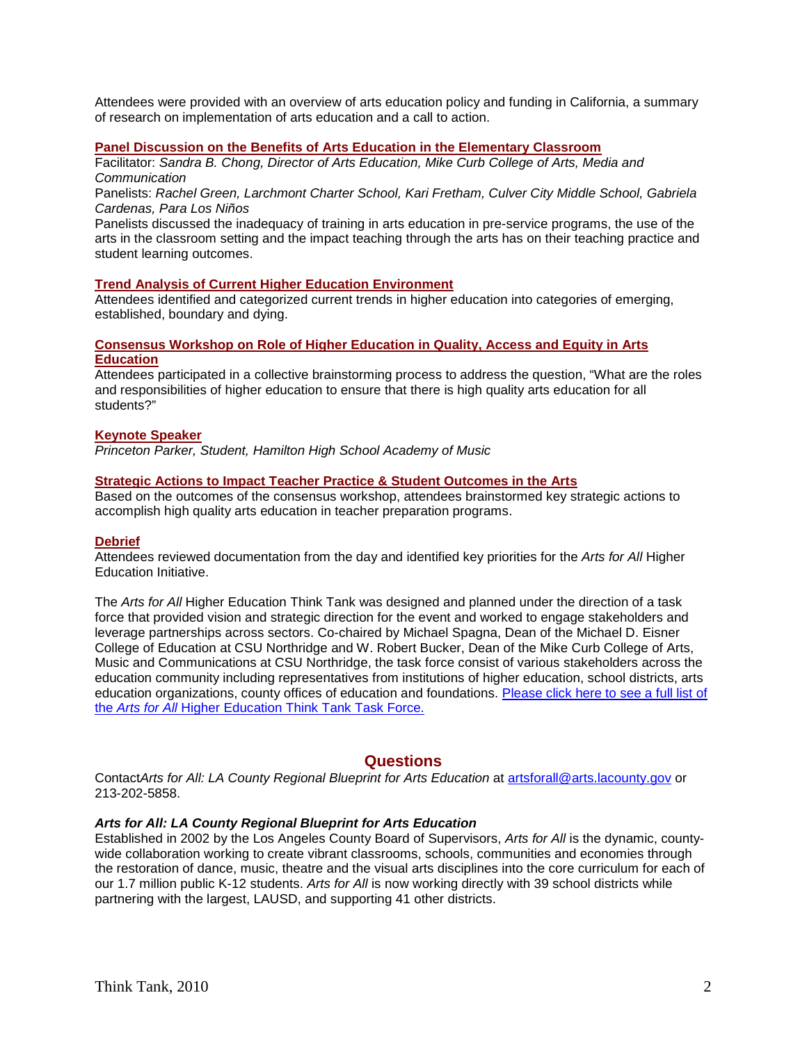Attendees were provided with an overview of arts education policy and funding in California, a summary of research on implementation of arts education and a call to action.

**Panel Discussion on the Benefits of Arts Education in the Elementary Classroom**

Facilitator: *Sandra B. Chong, Director of Arts Education, Mike Curb College of Arts, Media and Communication*

Panelists: *Rachel Green, Larchmont Charter School, Kari Fretham, Culver City Middle School, Gabriela Cardenas, Para Los Niños*

Panelists discussed the inadequacy of training in arts education in pre-service programs, the use of the arts in the classroom setting and the impact teaching through the arts has on their teaching practice and student learning outcomes.

**Trend Analysis of Current Higher Education Environment**

Attendees identified and categorized current trends in higher education into categories of emerging, established, boundary and dying.

**Consensus Workshop on Role of Higher Education in Quality, Access and Equity in Arts Education**

Attendees participated in a collective brainstorming process to address the question, "What are the roles and responsibilities of higher education to ensure that there is high quality arts education for all students?"

**Keynote Speaker**

*Princeton Parker, Student, Hamilton High School Academy of Music*

**Strategic Actions to Impact Teacher Practice & Student Outcomes in the Arts**

Based on the outcomes of the consensus workshop, attendees brainstormed key strategic actions to accomplish high quality arts education in teacher preparation programs.

**Debrief**

Attendees reviewed documentation from the day and identified key priorities for the *Arts for All* Higher Education Initiative.

The *Arts for All* Higher Education Think Tank was designed and planned under the direction of a task force that provided vision and strategic direction for the event and worked to engage stakeholders and leverage partnerships across sectors. Co-chaired by Michael Spagna, Dean of the Michael D. Eisner College of Education at CSU Northridge and W. Robert Bucker, Dean of the Mike Curb College of Arts, Music and Communications at CSU Northridge, the task force consist of various stakeholders across the education community including representatives from institutions of higher education, school districts, arts education organizations, county offices of education and foundations. Please click here to see a full list of the *Arts for All* Higher Education Think Tank Task Force.

## Questions

Contact*Arts for All: LA County Regional Blueprint for Arts Education* at artsforall@arts.lacounty.gov or 213-202-5858.

***Arts for All: LA County Regional Blueprint for Arts Education***

Established in 2002 by the Los Angeles County Board of Supervisors, *Arts for All* is the dynamic, county-wide collaboration working to create vibrant classrooms, schools, communities and economies through the restoration of dance, music, theatre and the visual arts disciplines into the core curriculum for each of our 1.7 million public K-12 students. *Arts for All* is now working directly with 39 school districts while partnering with the largest, LAUSD, and supporting 41 other districts.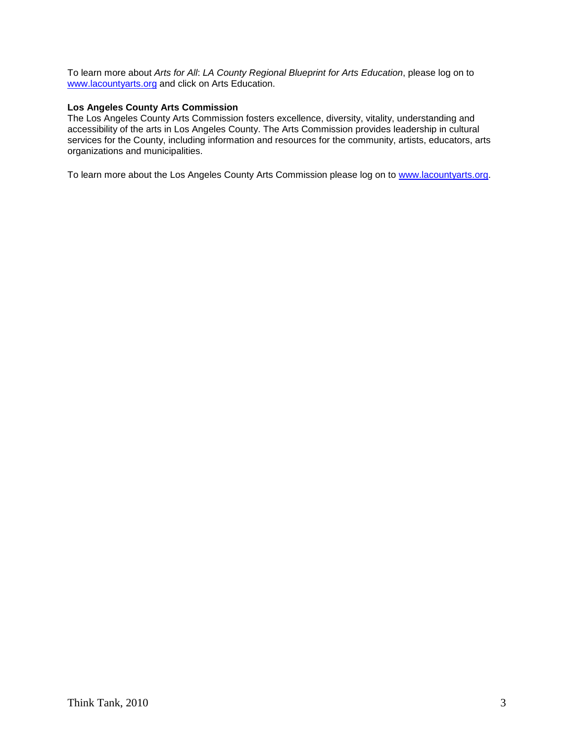To learn more about *Arts for All*: *LA County Regional Blueprint for Arts Education*, please log on to www.lacountyarts.org and click on Arts Education.

**Los Angeles County Arts Commission**

The Los Angeles County Arts Commission fosters excellence, diversity, vitality, understanding and accessibility of the arts in Los Angeles County. The Arts Commission provides leadership in cultural services for the County, including information and resources for the community, artists, educators, arts organizations and municipalities.

To learn more about the Los Angeles County Arts Commission please log on to www.lacountyarts.org.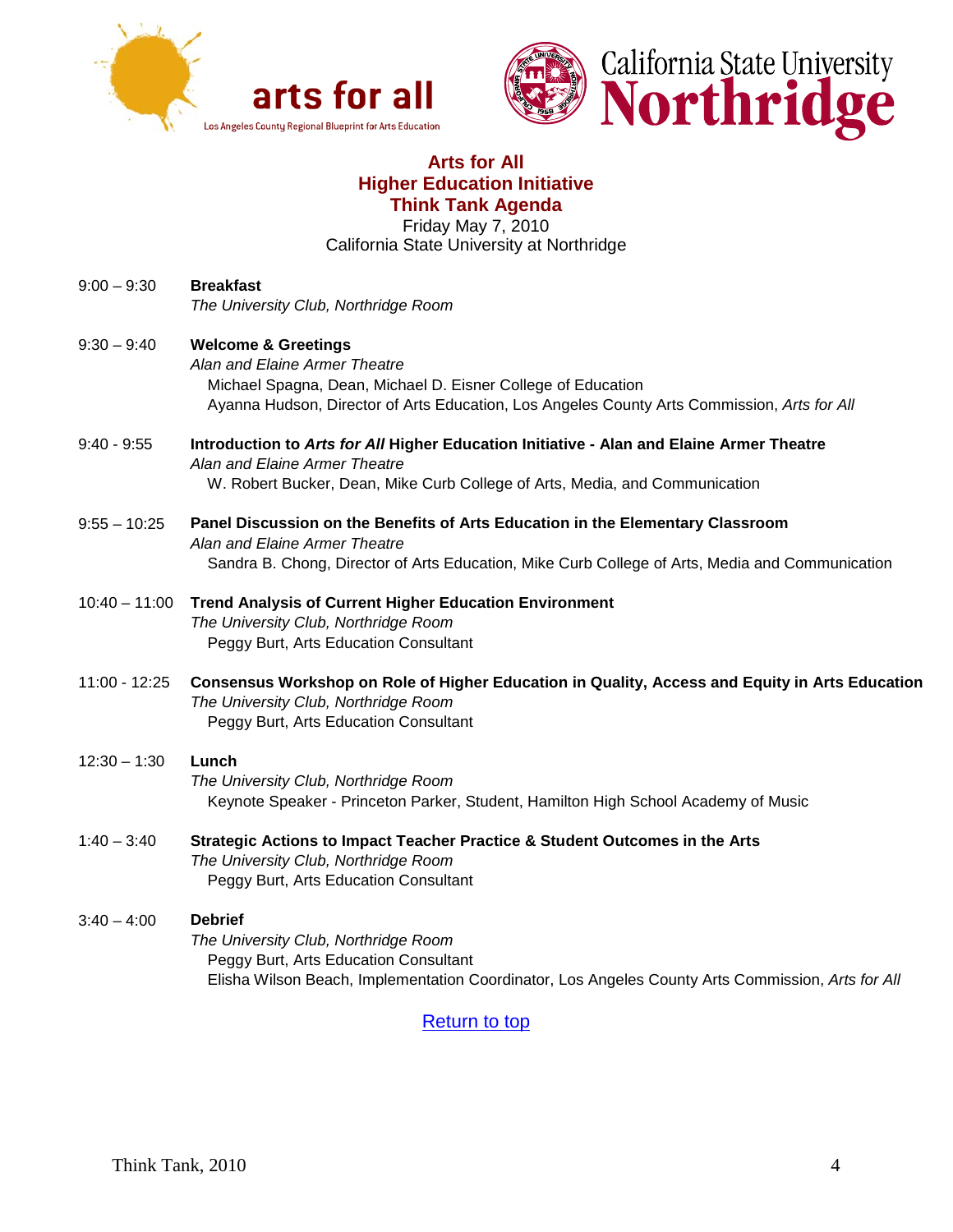arts for all

Los Angeles County Regional Blueprint for Arts Education

California State University Northridge

## Arts for All Higher Education Initiative Think Tank Agenda

Friday May 7, 2010
California State University at Northridge

9:00 – 9:30 **Breakfast**
*The University Club, Northridge Room*

9:30 – 9:40 **Welcome & Greetings**
*Alan and Elaine Armer Theatre*
Michael Spagna, Dean, Michael D. Eisner College of Education
Ayanna Hudson, Director of Arts Education, Los Angeles County Arts Commission, *Arts for All*

9:40 - 9:55 **Introduction to *Arts for All* Higher Education Initiative - Alan and Elaine Armer Theatre**
*Alan and Elaine Armer Theatre*
W. Robert Bucker, Dean, Mike Curb College of Arts, Media, and Communication

9:55 – 10:25 **Panel Discussion on the Benefits of Arts Education in the Elementary Classroom**
*Alan and Elaine Armer Theatre*
Sandra B. Chong, Director of Arts Education, Mike Curb College of Arts, Media and Communication

10:40 – 11:00 **Trend Analysis of Current Higher Education Environment**
*The University Club, Northridge Room*
Peggy Burt, Arts Education Consultant

11:00 - 12:25 **Consensus Workshop on Role of Higher Education in Quality, Access and Equity in Arts Education**
*The University Club, Northridge Room*
Peggy Burt, Arts Education Consultant

12:30 – 1:30 **Lunch**
*The University Club, Northridge Room*
Keynote Speaker - Princeton Parker, Student, Hamilton High School Academy of Music

1:40 – 3:40 **Strategic Actions to Impact Teacher Practice & Student Outcomes in the Arts**
*The University Club, Northridge Room*
Peggy Burt, Arts Education Consultant

3:40 – 4:00 **Debrief**
*The University Club, Northridge Room*
Peggy Burt, Arts Education Consultant
Elisha Wilson Beach, Implementation Coordinator, Los Angeles County Arts Commission, *Arts for All*

Return to top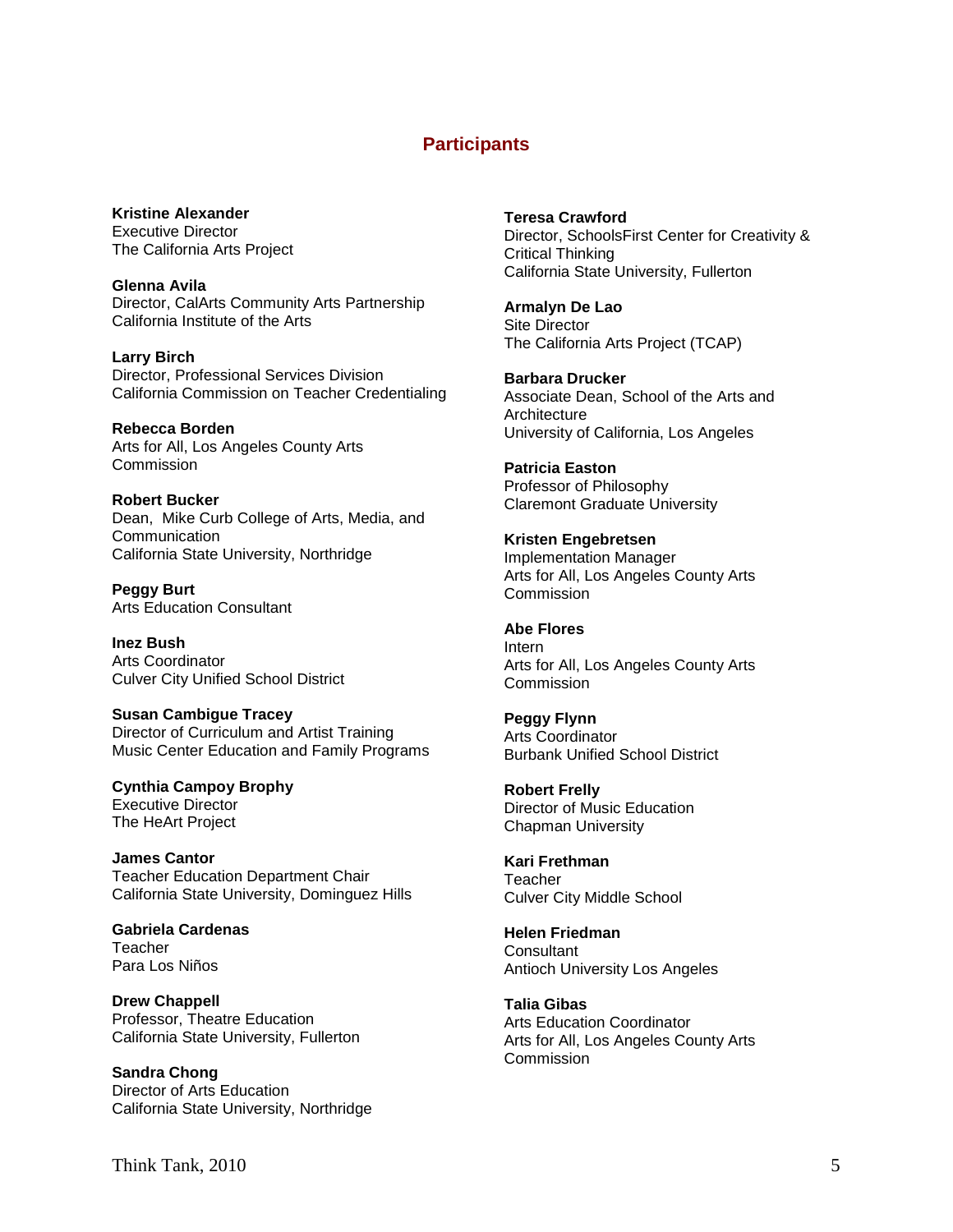## Participants

**Kristine Alexander**
Executive Director
The California Arts Project

**Glenna Avila**
Director, CalArts Community Arts Partnership
California Institute of the Arts

**Larry Birch**
Director, Professional Services Division
California Commission on Teacher Credentialing

**Rebecca Borden**
Arts for All, Los Angeles County Arts Commission

**Robert Bucker**
Dean, Mike Curb College of Arts, Media, and Communication
California State University, Northridge

**Peggy Burt**
Arts Education Consultant

**Inez Bush**
Arts Coordinator
Culver City Unified School District

**Susan Cambigue Tracey**
Director of Curriculum and Artist Training
Music Center Education and Family Programs

**Cynthia Campoy Brophy**
Executive Director
The HeArt Project

**James Cantor**
Teacher Education Department Chair
California State University, Dominguez Hills

**Gabriela Cardenas**
Teacher
Para Los Niños

**Drew Chappell**
Professor, Theatre Education
California State University, Fullerton

**Sandra Chong**
Director of Arts Education
California State University, Northridge

**Teresa Crawford**
Director, SchoolsFirst Center for Creativity & Critical Thinking
California State University, Fullerton

**Armalyn De Lao**
Site Director
The California Arts Project (TCAP)

**Barbara Drucker**
Associate Dean, School of the Arts and Architecture
University of California, Los Angeles

**Patricia Easton**
Professor of Philosophy
Claremont Graduate University

**Kristen Engebretsen**
Implementation Manager
Arts for All, Los Angeles County Arts Commission

**Abe Flores**
Intern
Arts for All, Los Angeles County Arts Commission

**Peggy Flynn**
Arts Coordinator
Burbank Unified School District

**Robert Frelly**
Director of Music Education
Chapman University

**Kari Frethman**
Teacher
Culver City Middle School

**Helen Friedman**
Consultant
Antioch University Los Angeles

**Talia Gibas**
Arts Education Coordinator
Arts for All, Los Angeles County Arts Commission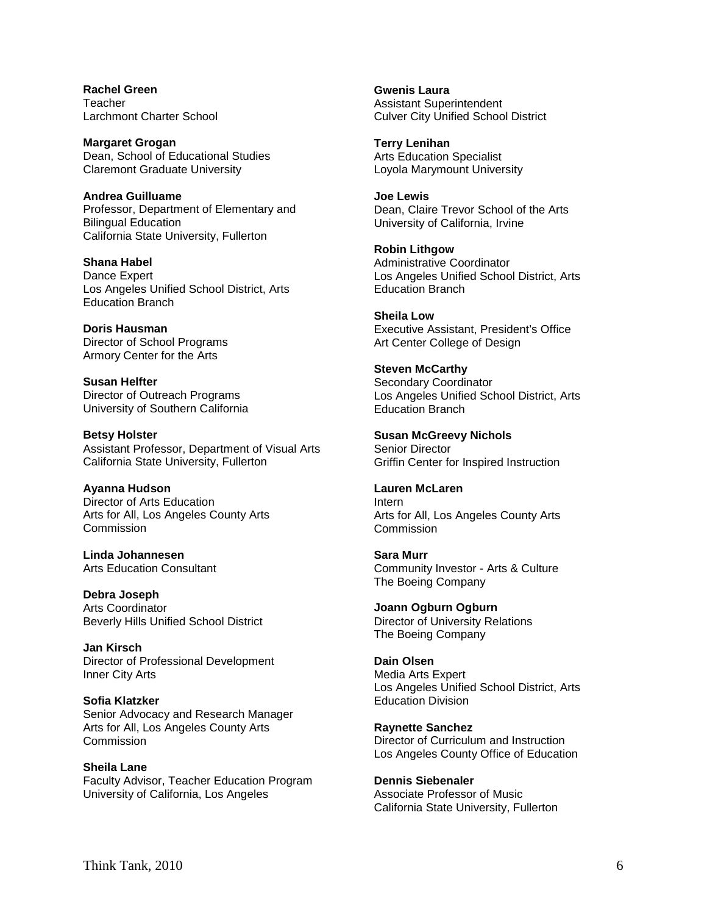**Rachel Green**
Teacher
Larchmont Charter School

**Margaret Grogan**
Dean, School of Educational Studies
Claremont Graduate University

**Andrea Guilluame**
Professor, Department of Elementary and Bilingual Education
California State University, Fullerton

**Shana Habel**
Dance Expert
Los Angeles Unified School District, Arts Education Branch

**Doris Hausman**
Director of School Programs
Armory Center for the Arts

**Susan Helfter**
Director of Outreach Programs
University of Southern California

**Betsy Holster**
Assistant Professor, Department of Visual Arts
California State University, Fullerton

**Ayanna Hudson**
Director of Arts Education
Arts for All, Los Angeles County Arts Commission

**Linda Johannesen**
Arts Education Consultant

**Debra Joseph**
Arts Coordinator
Beverly Hills Unified School District

**Jan Kirsch**
Director of Professional Development
Inner City Arts

**Sofia Klatzker**
Senior Advocacy and Research Manager
Arts for All, Los Angeles County Arts Commission

**Sheila Lane**
Faculty Advisor, Teacher Education Program
University of California, Los Angeles

**Gwenis Laura**
Assistant Superintendent
Culver City Unified School District

**Terry Lenihan**
Arts Education Specialist
Loyola Marymount University

**Joe Lewis**
Dean, Claire Trevor School of the Arts
University of California, Irvine

**Robin Lithgow**
Administrative Coordinator
Los Angeles Unified School District, Arts Education Branch

**Sheila Low**
Executive Assistant, President's Office
Art Center College of Design

**Steven McCarthy**
Secondary Coordinator
Los Angeles Unified School District, Arts Education Branch

**Susan McGreevy Nichols**
Senior Director
Griffin Center for Inspired Instruction

**Lauren McLaren**
Intern
Arts for All, Los Angeles County Arts Commission

**Sara Murr**
Community Investor - Arts & Culture
The Boeing Company

**Joann Ogburn Ogburn**
Director of University Relations
The Boeing Company

**Dain Olsen**
Media Arts Expert
Los Angeles Unified School District, Arts Education Division

**Raynette Sanchez**
Director of Curriculum and Instruction
Los Angeles County Office of Education

**Dennis Siebenaler**
Associate Professor of Music
California State University, Fullerton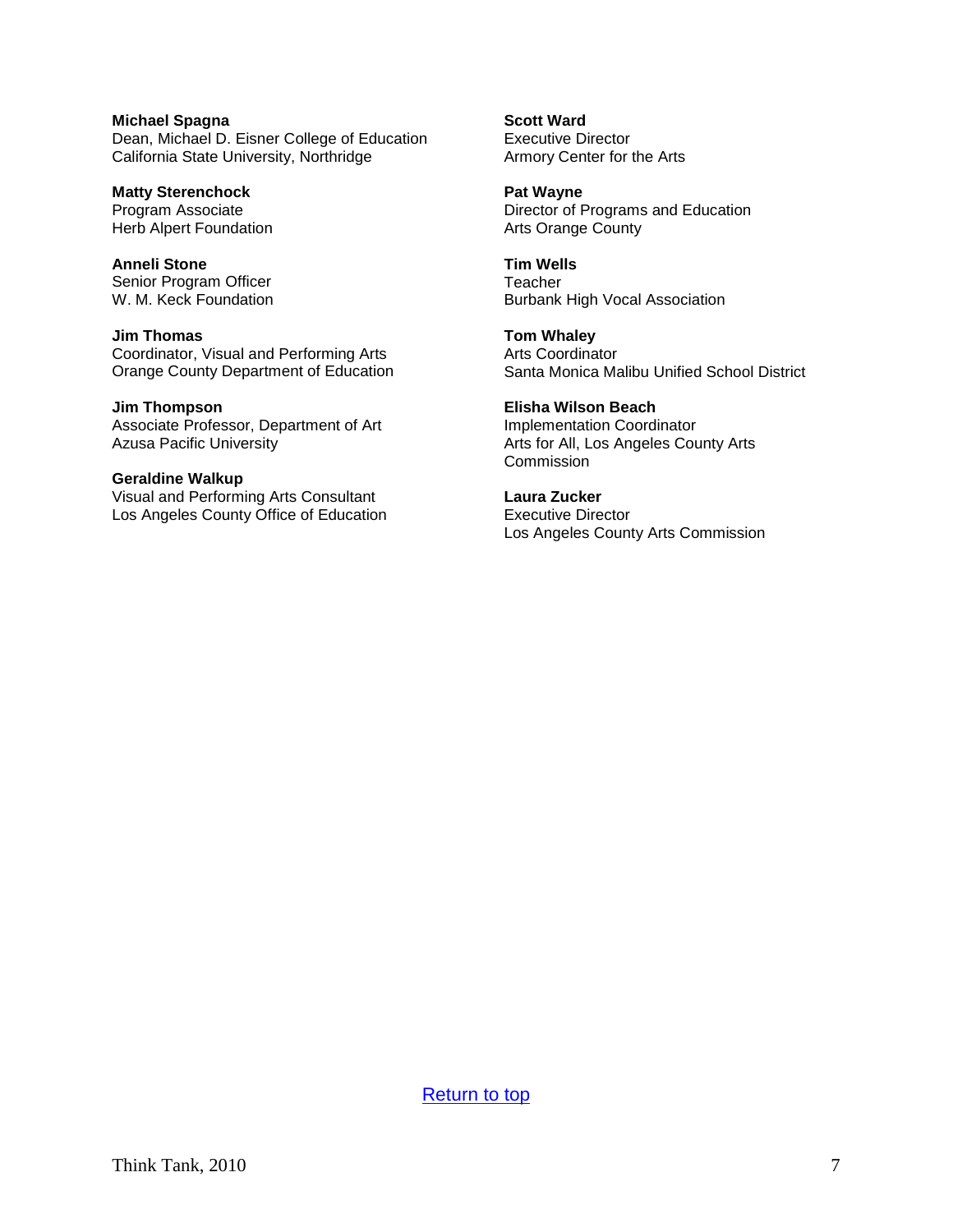**Michael Spagna**
Dean, Michael D. Eisner College of Education
California State University, Northridge

**Matty Sterenchock**
Program Associate
Herb Alpert Foundation

**Anneli Stone**
Senior Program Officer
W. M. Keck Foundation

**Jim Thomas**
Coordinator, Visual and Performing Arts
Orange County Department of Education

**Jim Thompson**
Associate Professor, Department of Art
Azusa Pacific University

**Geraldine Walkup**
Visual and Performing Arts Consultant
Los Angeles County Office of Education

**Scott Ward**
Executive Director
Armory Center for the Arts

**Pat Wayne**
Director of Programs and Education
Arts Orange County

**Tim Wells**
Teacher
Burbank High Vocal Association

**Tom Whaley**
Arts Coordinator
Santa Monica Malibu Unified School District

**Elisha Wilson Beach**
Implementation Coordinator
Arts for All, Los Angeles County Arts Commission

**Laura Zucker**
Executive Director
Los Angeles County Arts Commission

Return to top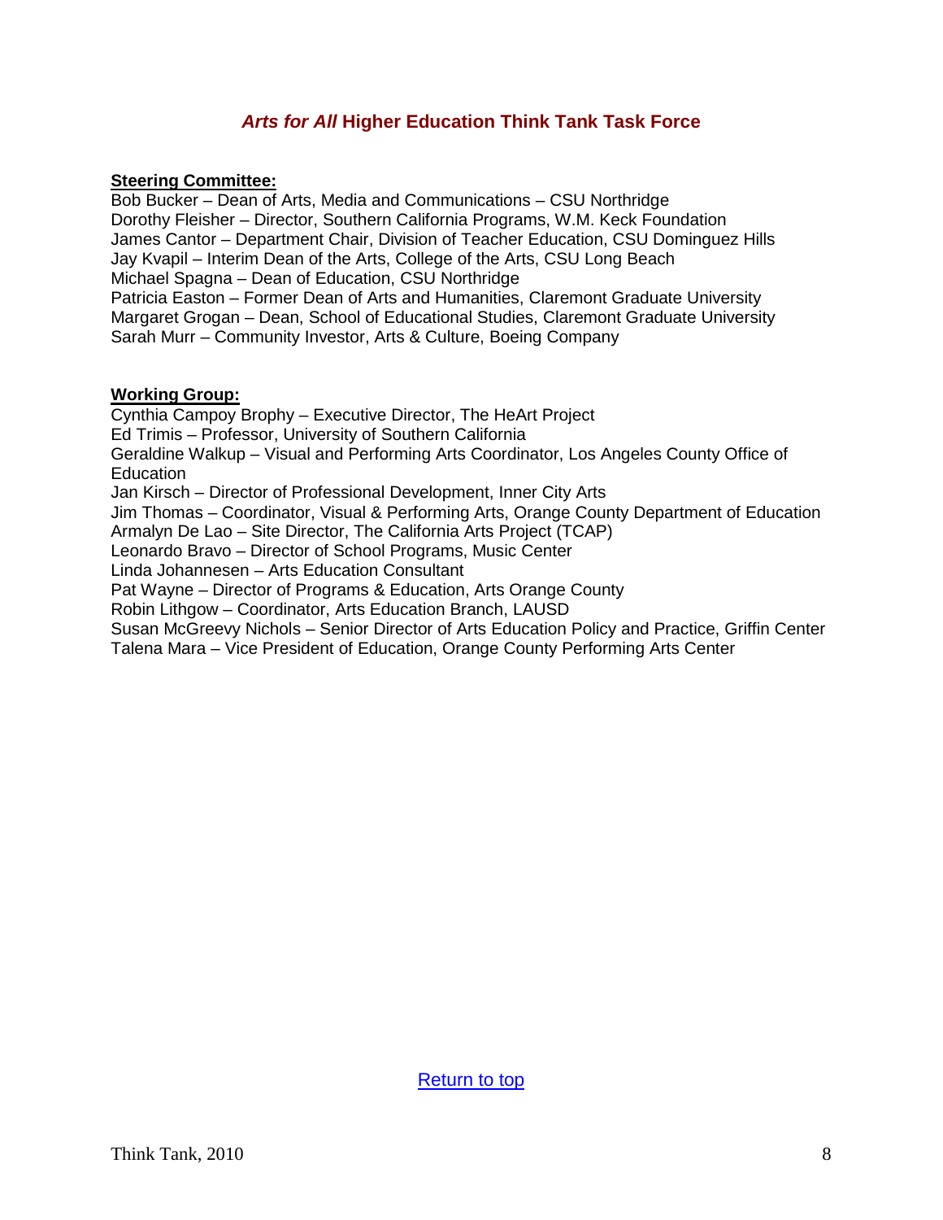## *Arts for All* Higher Education Think Tank Task Force

**Steering Committee:**

Bob Bucker – Dean of Arts, Media and Communications – CSU Northridge
Dorothy Fleisher – Director, Southern California Programs, W.M. Keck Foundation
James Cantor – Department Chair, Division of Teacher Education, CSU Dominguez Hills
Jay Kvapil – Interim Dean of the Arts, College of the Arts, CSU Long Beach
Michael Spagna – Dean of Education, CSU Northridge
Patricia Easton – Former Dean of Arts and Humanities, Claremont Graduate University
Margaret Grogan – Dean, School of Educational Studies, Claremont Graduate University
Sarah Murr – Community Investor, Arts & Culture, Boeing Company

**Working Group:**

Cynthia Campoy Brophy – Executive Director, The HeArt Project
Ed Trimis – Professor, University of Southern California
Geraldine Walkup – Visual and Performing Arts Coordinator, Los Angeles County Office of Education
Jan Kirsch – Director of Professional Development, Inner City Arts
Jim Thomas – Coordinator, Visual & Performing Arts, Orange County Department of Education
Armalyn De Lao – Site Director, The California Arts Project (TCAP)
Leonardo Bravo – Director of School Programs, Music Center
Linda Johannesen – Arts Education Consultant
Pat Wayne – Director of Programs & Education, Arts Orange County
Robin Lithgow – Coordinator, Arts Education Branch, LAUSD
Susan McGreevy Nichols – Senior Director of Arts Education Policy and Practice, Griffin Center
Talena Mara – Vice President of Education, Orange County Performing Arts Center

Return to top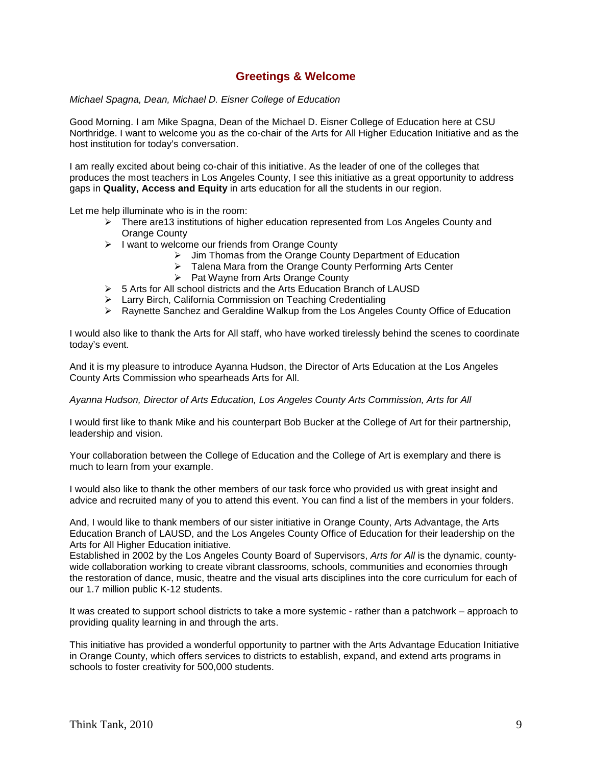## Greetings & Welcome

*Michael Spagna, Dean, Michael D. Eisner College of Education*

Good Morning. I am Mike Spagna, Dean of the Michael D. Eisner College of Education here at CSU Northridge. I want to welcome you as the co-chair of the Arts for All Higher Education Initiative and as the host institution for today's conversation.

I am really excited about being co-chair of this initiative. As the leader of one of the colleges that produces the most teachers in Los Angeles County, I see this initiative as a great opportunity to address gaps in **Quality, Access and Equity** in arts education for all the students in our region.

Let me help illuminate who is in the room:

- There are13 institutions of higher education represented from Los Angeles County and Orange County
- I want to welcome our friends from Orange County
    - Jim Thomas from the Orange County Department of Education
    - Talena Mara from the Orange County Performing Arts Center
    - Pat Wayne from Arts Orange County
- 5 Arts for All school districts and the Arts Education Branch of LAUSD
- Larry Birch, California Commission on Teaching Credentialing
- Raynette Sanchez and Geraldine Walkup from the Los Angeles County Office of Education

I would also like to thank the Arts for All staff, who have worked tirelessly behind the scenes to coordinate today's event.

And it is my pleasure to introduce Ayanna Hudson, the Director of Arts Education at the Los Angeles County Arts Commission who spearheads Arts for All.

*Ayanna Hudson, Director of Arts Education, Los Angeles County Arts Commission, Arts for All*

I would first like to thank Mike and his counterpart Bob Bucker at the College of Art for their partnership, leadership and vision.

Your collaboration between the College of Education and the College of Art is exemplary and there is much to learn from your example.

I would also like to thank the other members of our task force who provided us with great insight and advice and recruited many of you to attend this event. You can find a list of the members in your folders.

And, I would like to thank members of our sister initiative in Orange County, Arts Advantage, the Arts Education Branch of LAUSD, and the Los Angeles County Office of Education for their leadership on the Arts for All Higher Education initiative.
Established in 2002 by the Los Angeles County Board of Supervisors, *Arts for All* is the dynamic, county-wide collaboration working to create vibrant classrooms, schools, communities and economies through the restoration of dance, music, theatre and the visual arts disciplines into the core curriculum for each of our 1.7 million public K-12 students.

It was created to support school districts to take a more systemic - rather than a patchwork – approach to providing quality learning in and through the arts.

This initiative has provided a wonderful opportunity to partner with the Arts Advantage Education Initiative in Orange County, which offers services to districts to establish, expand, and extend arts programs in schools to foster creativity for 500,000 students.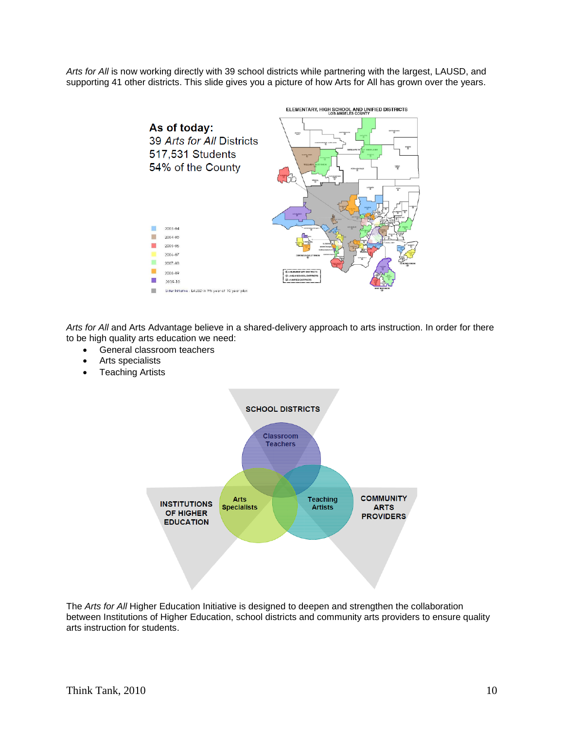*Arts for All* is now working directly with 39 school districts while partnering with the largest, LAUSD, and supporting 41 other districts. This slide gives you a picture of how Arts for All has grown over the years.

**As of today:**
39 *Arts for All* Districts
517,531 Students
54% of the County

- 2003-04
- 2004-05
- 2005-06
- 2006-07
- 2007-08
- 2008-09
- 2009-10
- Sister Initiative: LAUSD in 9th year of 10 year plan

ELEMENTARY, HIGH SCHOOL AND UNIFIED DISTRICTS
LOS ANGELES COUNTY

*Arts for All* and Arts Advantage believe in a shared-delivery approach to arts instruction. In order for there to be high quality arts education we need:

- General classroom teachers
- Arts specialists
- Teaching Artists

SCHOOL DISTRICTS

Classroom Teachers

INSTITUTIONS OF HIGHER EDUCATION

Arts Specialists

Teaching Artists

COMMUNITY ARTS PROVIDERS

The *Arts for All* Higher Education Initiative is designed to deepen and strengthen the collaboration between Institutions of Higher Education, school districts and community arts providers to ensure quality arts instruction for students.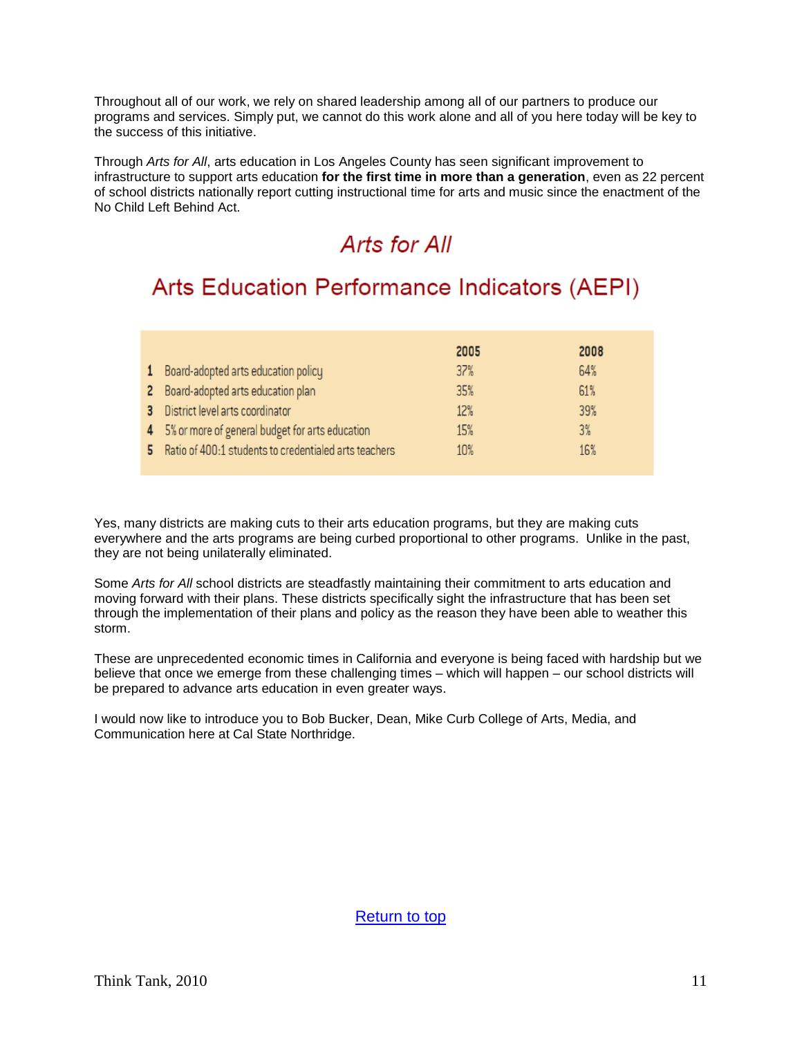Throughout all of our work, we rely on shared leadership among all of our partners to produce our programs and services. Simply put, we cannot do this work alone and all of you here today will be key to the success of this initiative.

Through *Arts for All*, arts education in Los Angeles County has seen significant improvement to infrastructure to support arts education **for the first time in more than a generation**, even as 22 percent of school districts nationally report cutting instructional time for arts and music since the enactment of the No Child Left Behind Act.

## *Arts for All*

## Arts Education Performance Indicators (AEPI)

| | | 2005 | 2008 |
|---|---|---|---|
| 1 | Board-adopted arts education policy | 37% | 64% |
| 2 | Board-adopted arts education plan | 35% | 61% |
| 3 | District level arts coordinator | 12% | 39% |
| 4 | 5% or more of general budget for arts education | 15% | 3% |
| 5 | Ratio of 400:1 students to credentialed arts teachers | 10% | 16% |

Yes, many districts are making cuts to their arts education programs, but they are making cuts everywhere and the arts programs are being curbed proportional to other programs. Unlike in the past, they are not being unilaterally eliminated.

Some *Arts for All* school districts are steadfastly maintaining their commitment to arts education and moving forward with their plans. These districts specifically sight the infrastructure that has been set through the implementation of their plans and policy as the reason they have been able to weather this storm.

These are unprecedented economic times in California and everyone is being faced with hardship but we believe that once we emerge from these challenging times – which will happen – our school districts will be prepared to advance arts education in even greater ways.

I would now like to introduce you to Bob Bucker, Dean, Mike Curb College of Arts, Media, and Communication here at Cal State Northridge.

Return to top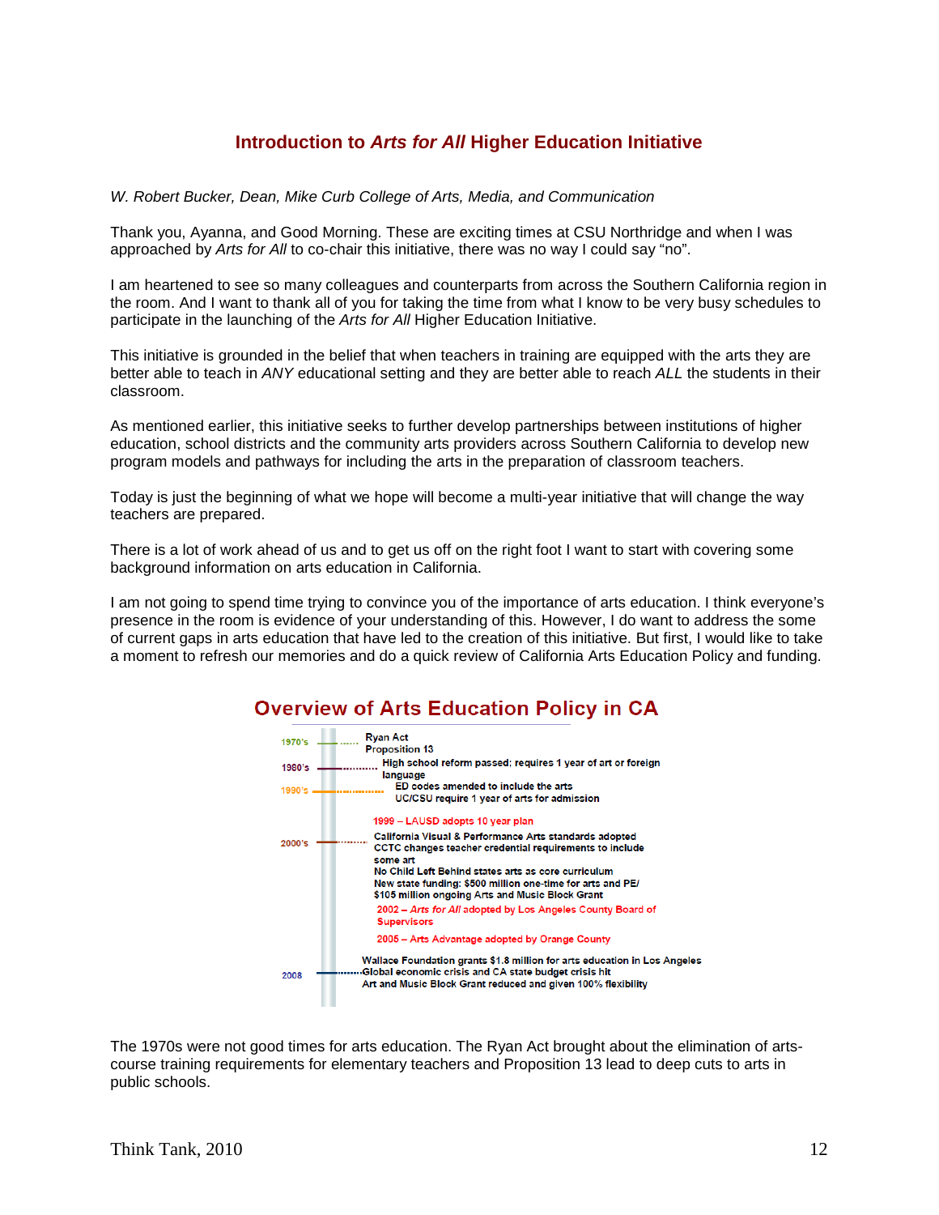## Introduction to *Arts for All* Higher Education Initiative

*W. Robert Bucker, Dean, Mike Curb College of Arts, Media, and Communication*

Thank you, Ayanna, and Good Morning. These are exciting times at CSU Northridge and when I was approached by *Arts for All* to co-chair this initiative, there was no way I could say "no".

I am heartened to see so many colleagues and counterparts from across the Southern California region in the room. And I want to thank all of you for taking the time from what I know to be very busy schedules to participate in the launching of the *Arts for All* Higher Education Initiative.

This initiative is grounded in the belief that when teachers in training are equipped with the arts they are better able to teach in *ANY* educational setting and they are better able to reach *ALL* the students in their classroom.

As mentioned earlier, this initiative seeks to further develop partnerships between institutions of higher education, school districts and the community arts providers across Southern California to develop new program models and pathways for including the arts in the preparation of classroom teachers.

Today is just the beginning of what we hope will become a multi-year initiative that will change the way teachers are prepared.

There is a lot of work ahead of us and to get us off on the right foot I want to start with covering some background information on arts education in California.

I am not going to spend time trying to convince you of the importance of arts education. I think everyone's presence in the room is evidence of your understanding of this. However, I do want to address the some of current gaps in arts education that have led to the creation of this initiative. But first, I would like to take a moment to refresh our memories and do a quick review of California Arts Education Policy and funding.

### Overview of Arts Education Policy in CA

- **1970's**
  - Ryan Act
  - Proposition 13
- **1980's**
  - High school reform passed; requires 1 year of art or foreign language
- **1990's**
  - ED codes amended to include the arts
  - UC/CSU require 1 year of arts for admission
  - 1999 – LAUSD adopts 10 year plan
- **2000's**
  - California Visual & Performance Arts standards adopted
  - CCTC changes teacher credential requirements to include some art
  - No Child Left Behind states arts as core curriculum
  - New state funding: $500 million one-time for arts and PE/ $105 million ongoing Arts and Music Block Grant
  - 2002 – *Arts for All* adopted by Los Angeles County Board of Supervisors
  - 2005 – Arts Advantage adopted by Orange County
- **2008**
  - Wallace Foundation grants $1.8 million for arts education in Los Angeles
  - Global economic crisis and CA state budget crisis hit
  - Art and Music Block Grant reduced and given 100% flexibility

The 1970s were not good times for arts education. The Ryan Act brought about the elimination of arts-course training requirements for elementary teachers and Proposition 13 lead to deep cuts to arts in public schools.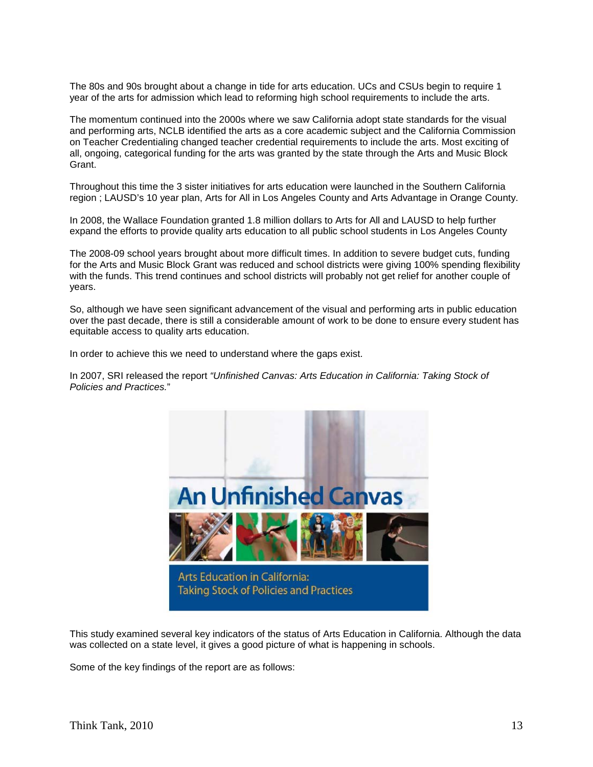The 80s and 90s brought about a change in tide for arts education. UCs and CSUs begin to require 1 year of the arts for admission which lead to reforming high school requirements to include the arts.

The momentum continued into the 2000s where we saw California adopt state standards for the visual and performing arts, NCLB identified the arts as a core academic subject and the California Commission on Teacher Credentialing changed teacher credential requirements to include the arts. Most exciting of all, ongoing, categorical funding for the arts was granted by the state through the Arts and Music Block Grant.

Throughout this time the 3 sister initiatives for arts education were launched in the Southern California region ; LAUSD's 10 year plan, Arts for All in Los Angeles County and Arts Advantage in Orange County.

In 2008, the Wallace Foundation granted 1.8 million dollars to Arts for All and LAUSD to help further expand the efforts to provide quality arts education to all public school students in Los Angeles County

The 2008-09 school years brought about more difficult times. In addition to severe budget cuts, funding for the Arts and Music Block Grant was reduced and school districts were giving 100% spending flexibility with the funds. This trend continues and school districts will probably not get relief for another couple of years.

So, although we have seen significant advancement of the visual and performing arts in public education over the past decade, there is still a considerable amount of work to be done to ensure every student has equitable access to quality arts education.

In order to achieve this we need to understand where the gaps exist.

In 2007, SRI released the report *"Unfinished Canvas: Arts Education in California: Taking Stock of Policies and Practices.*"

This study examined several key indicators of the status of Arts Education in California. Although the data was collected on a state level, it gives a good picture of what is happening in schools.

Some of the key findings of the report are as follows: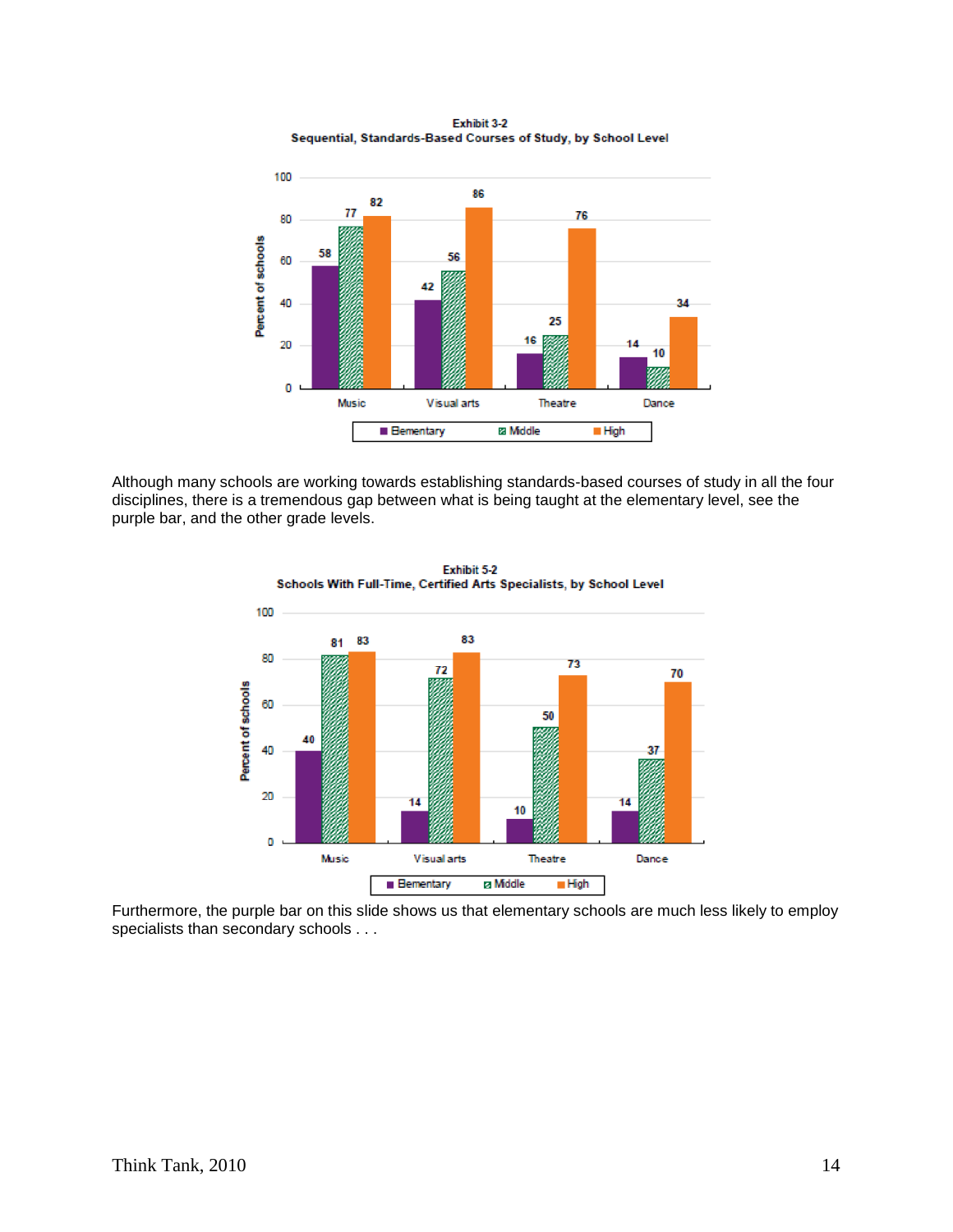**Exhibit 3-2**
**Sequential, Standards-Based Courses of Study, by School Level**

| Percent of schools | Elementary | Middle | High |
|---|---|---|---|
| Music | 58 | 77 | 82 |
| Visual arts | 42 | 56 | 86 |
| Theatre | 16 | 25 | 76 |
| Dance | 14 | 10 | 34 |

Although many schools are working towards establishing standards-based courses of study in all the four disciplines, there is a tremendous gap between what is being taught at the elementary level, see the purple bar, and the other grade levels.

**Exhibit 5-2**
**Schools With Full-Time, Certified Arts Specialists, by School Level**

| Percent of schools | Elementary | Middle | High |
|---|---|---|---|
| Music | 40 | 81 | 83 |
| Visual arts | 14 | 72 | 83 |
| Theatre | 10 | 50 | 73 |
| Dance | 14 | 37 | 70 |

Furthermore, the purple bar on this slide shows us that elementary schools are much less likely to employ specialists than secondary schools . . .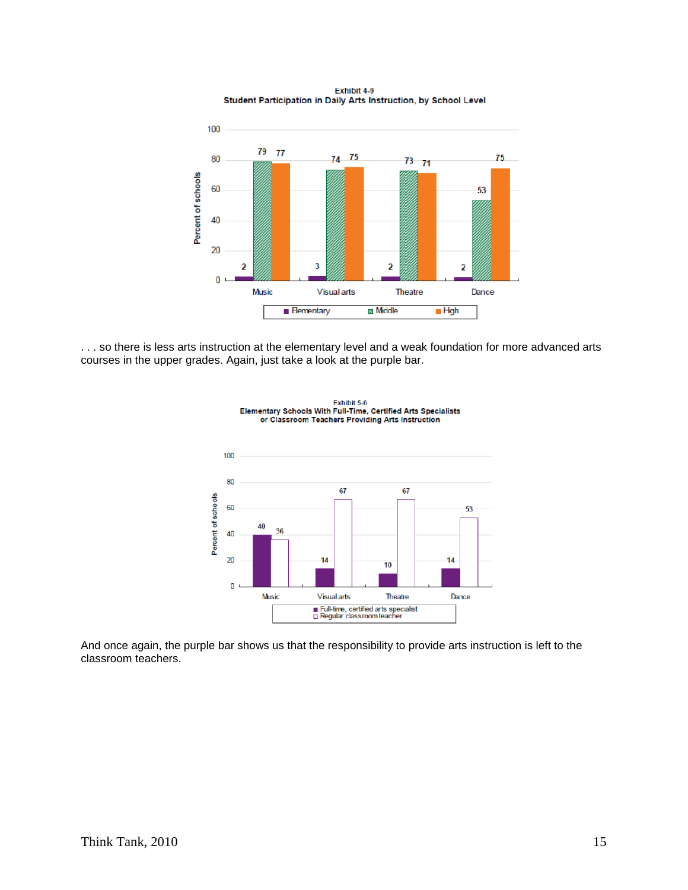Exhibit 4-9
**Student Participation in Daily Arts Instruction, by School Level**

| | Elementary | Middle | High |
|---|---|---|---|
| Music | 2 | 79 | 77 |
| Visual arts | 3 | 74 | 75 |
| Theatre | 2 | 73 | 71 |
| Dance | 2 | 53 | 75 |

. . . so there is less arts instruction at the elementary level and a weak foundation for more advanced arts courses in the upper grades. Again, just take a look at the purple bar.

Exhibit 5-6
**Elementary Schools With Full-Time, Certified Arts Specialists or Classroom Teachers Providing Arts Instruction**

| | Full-time, certified arts specialist | Regular classroom teacher |
|---|---|---|
| Music | 40 | 36 |
| Visual arts | 14 | 67 |
| Theatre | 10 | 67 |
| Dance | 14 | 53 |

And once again, the purple bar shows us that the responsibility to provide arts instruction is left to the classroom teachers.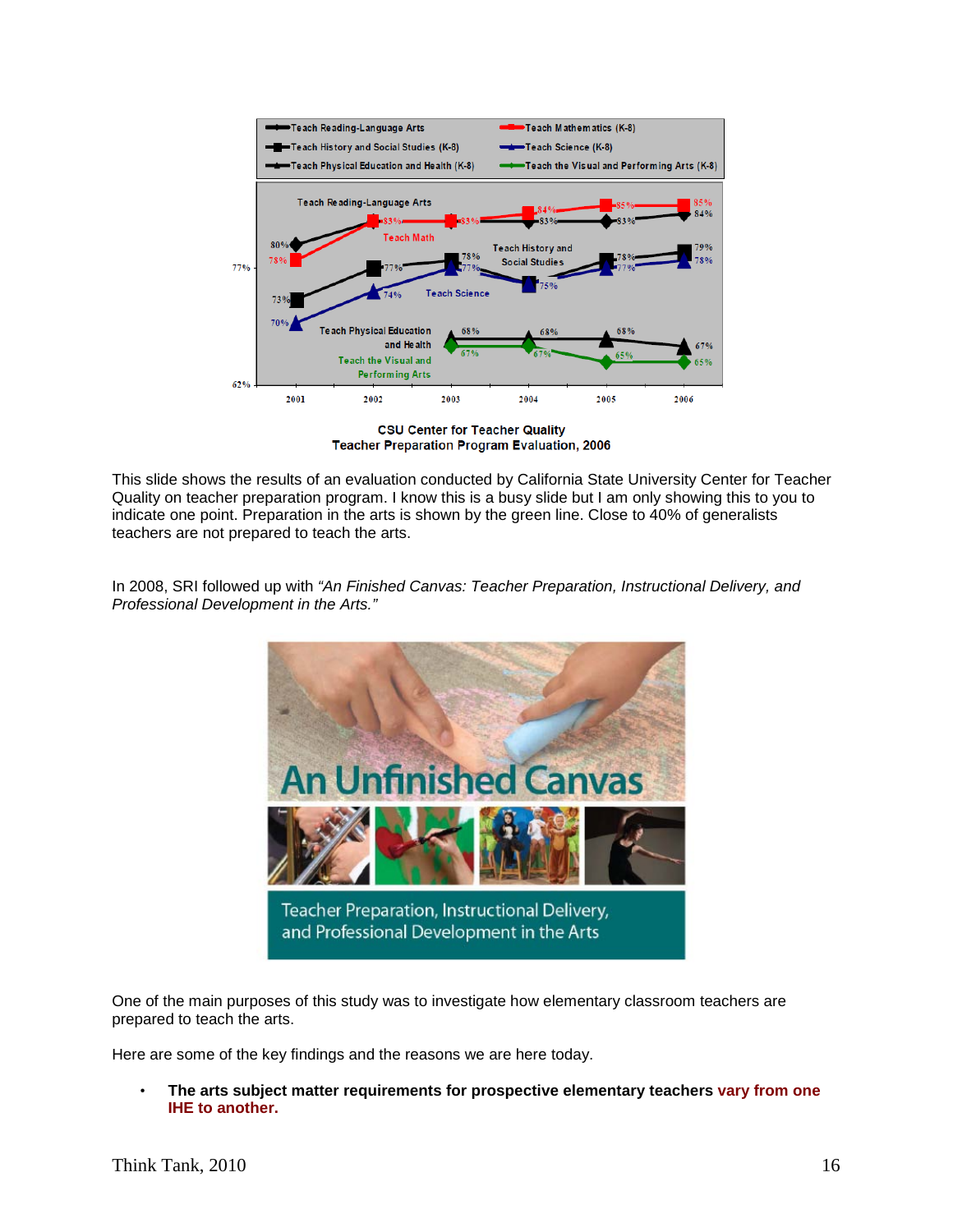CSU Center for Teacher Quality
Teacher Preparation Program Evaluation, 2006

This slide shows the results of an evaluation conducted by California State University Center for Teacher Quality on teacher preparation program. I know this is a busy slide but I am only showing this to you to indicate one point. Preparation in the arts is shown by the green line. Close to 40% of generalists teachers are not prepared to teach the arts.

In 2008, SRI followed up with *"An Finished Canvas: Teacher Preparation, Instructional Delivery, and Professional Development in the Arts."*

One of the main purposes of this study was to investigate how elementary classroom teachers are prepared to teach the arts.

Here are some of the key findings and the reasons we are here today.

- **The arts subject matter requirements for prospective elementary teachers vary from one IHE to another.**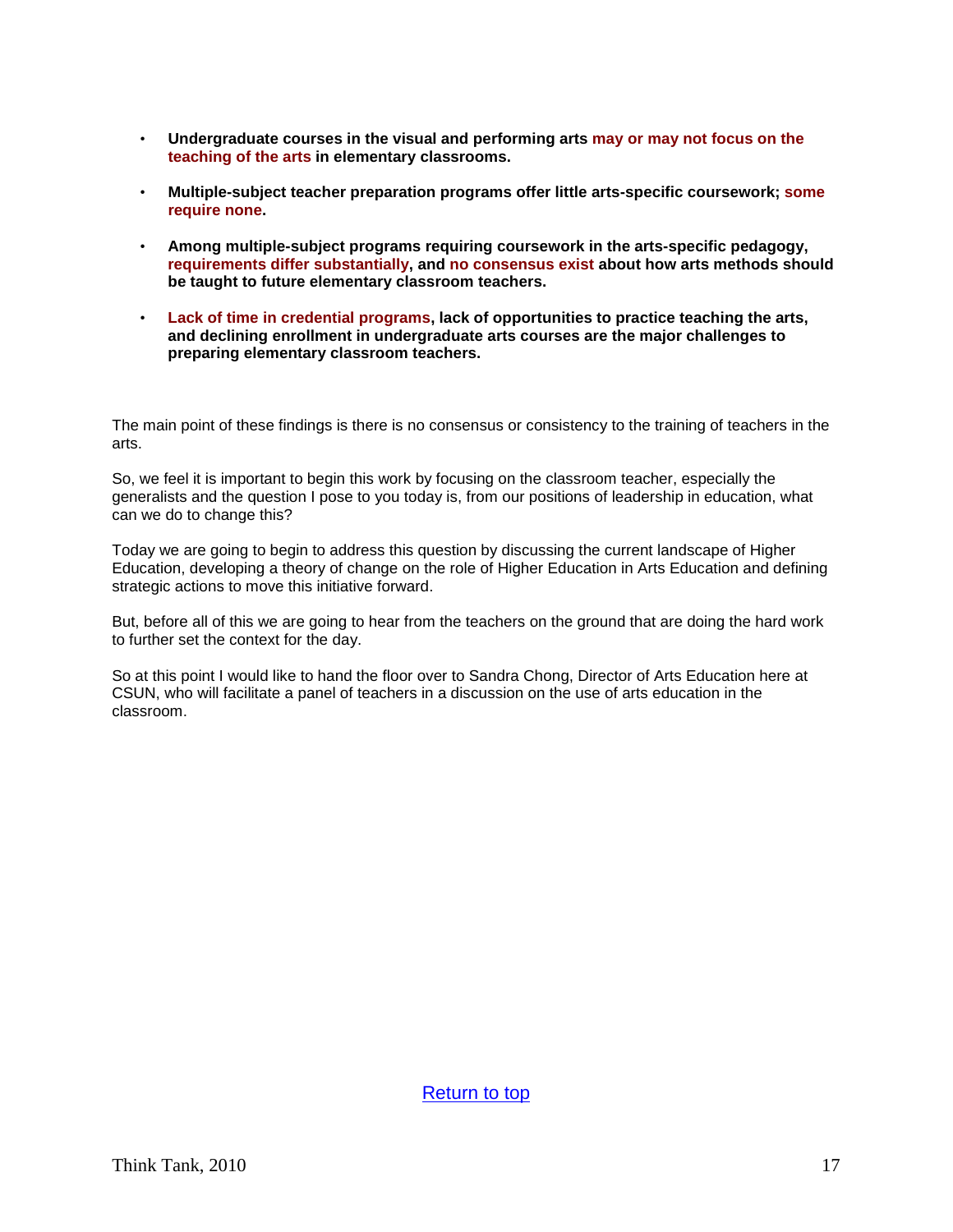- **Undergraduate courses in the visual and performing arts may or may not focus on the teaching of the arts in elementary classrooms.**

- **Multiple-subject teacher preparation programs offer little arts-specific coursework; some require none.**

- **Among multiple-subject programs requiring coursework in the arts-specific pedagogy, requirements differ substantially, and no consensus exist about how arts methods should be taught to future elementary classroom teachers.**

- **Lack of time in credential programs, lack of opportunities to practice teaching the arts, and declining enrollment in undergraduate arts courses are the major challenges to preparing elementary classroom teachers.**

The main point of these findings is there is no consensus or consistency to the training of teachers in the arts.

So, we feel it is important to begin this work by focusing on the classroom teacher, especially the generalists and the question I pose to you today is, from our positions of leadership in education, what can we do to change this?

Today we are going to begin to address this question by discussing the current landscape of Higher Education, developing a theory of change on the role of Higher Education in Arts Education and defining strategic actions to move this initiative forward.

But, before all of this we are going to hear from the teachers on the ground that are doing the hard work to further set the context for the day.

So at this point I would like to hand the floor over to Sandra Chong, Director of Arts Education here at CSUN, who will facilitate a panel of teachers in a discussion on the use of arts education in the classroom.

Return to top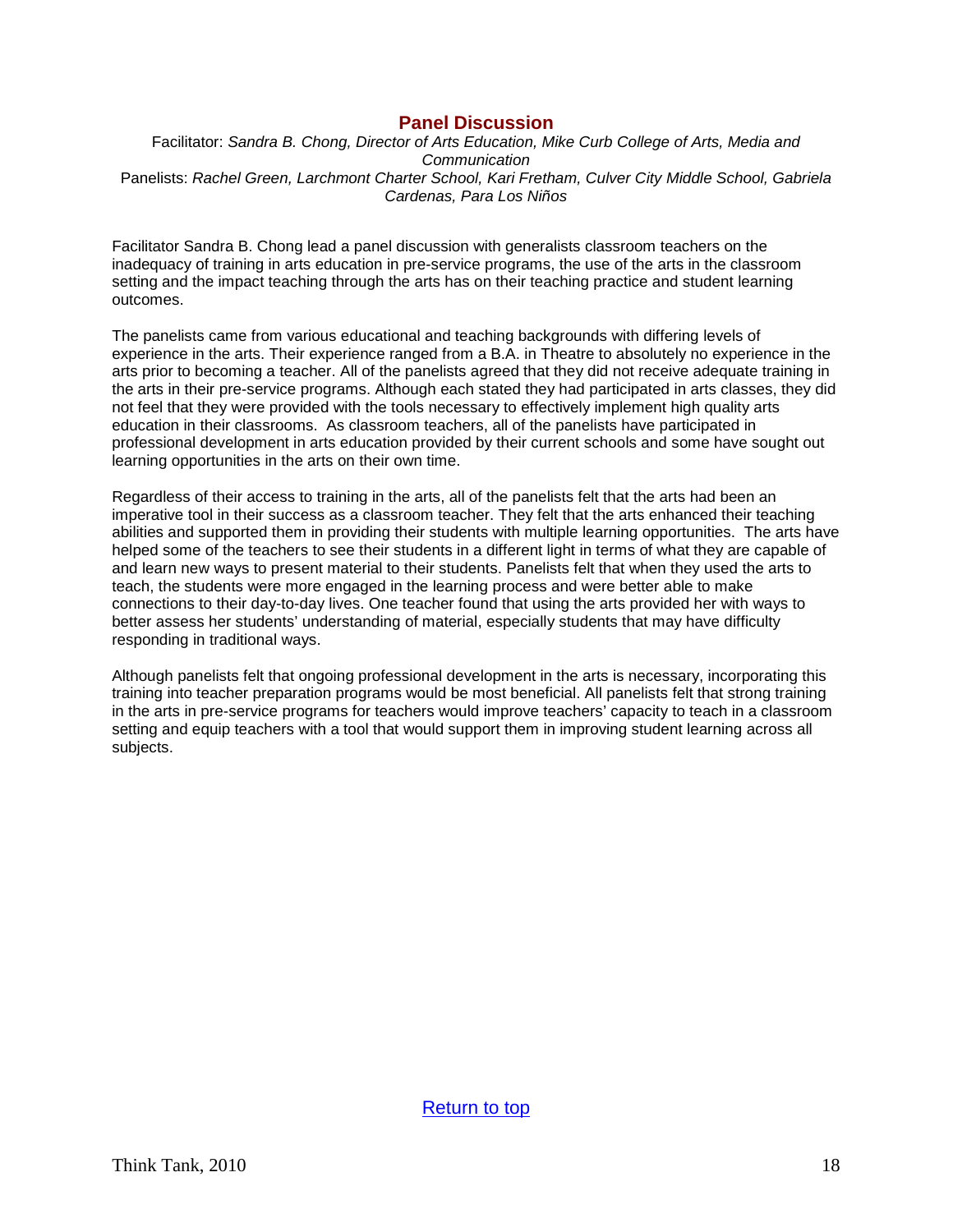## Panel Discussion

Facilitator: *Sandra B. Chong, Director of Arts Education, Mike Curb College of Arts, Media and Communication*

Panelists: *Rachel Green, Larchmont Charter School, Kari Fretham, Culver City Middle School, Gabriela Cardenas, Para Los Niños*

Facilitator Sandra B. Chong lead a panel discussion with generalists classroom teachers on the inadequacy of training in arts education in pre-service programs, the use of the arts in the classroom setting and the impact teaching through the arts has on their teaching practice and student learning outcomes.

The panelists came from various educational and teaching backgrounds with differing levels of experience in the arts. Their experience ranged from a B.A. in Theatre to absolutely no experience in the arts prior to becoming a teacher. All of the panelists agreed that they did not receive adequate training in the arts in their pre-service programs. Although each stated they had participated in arts classes, they did not feel that they were provided with the tools necessary to effectively implement high quality arts education in their classrooms. As classroom teachers, all of the panelists have participated in professional development in arts education provided by their current schools and some have sought out learning opportunities in the arts on their own time.

Regardless of their access to training in the arts, all of the panelists felt that the arts had been an imperative tool in their success as a classroom teacher. They felt that the arts enhanced their teaching abilities and supported them in providing their students with multiple learning opportunities. The arts have helped some of the teachers to see their students in a different light in terms of what they are capable of and learn new ways to present material to their students. Panelists felt that when they used the arts to teach, the students were more engaged in the learning process and were better able to make connections to their day-to-day lives. One teacher found that using the arts provided her with ways to better assess her students' understanding of material, especially students that may have difficulty responding in traditional ways.

Although panelists felt that ongoing professional development in the arts is necessary, incorporating this training into teacher preparation programs would be most beneficial. All panelists felt that strong training in the arts in pre-service programs for teachers would improve teachers' capacity to teach in a classroom setting and equip teachers with a tool that would support them in improving student learning across all subjects.

Return to top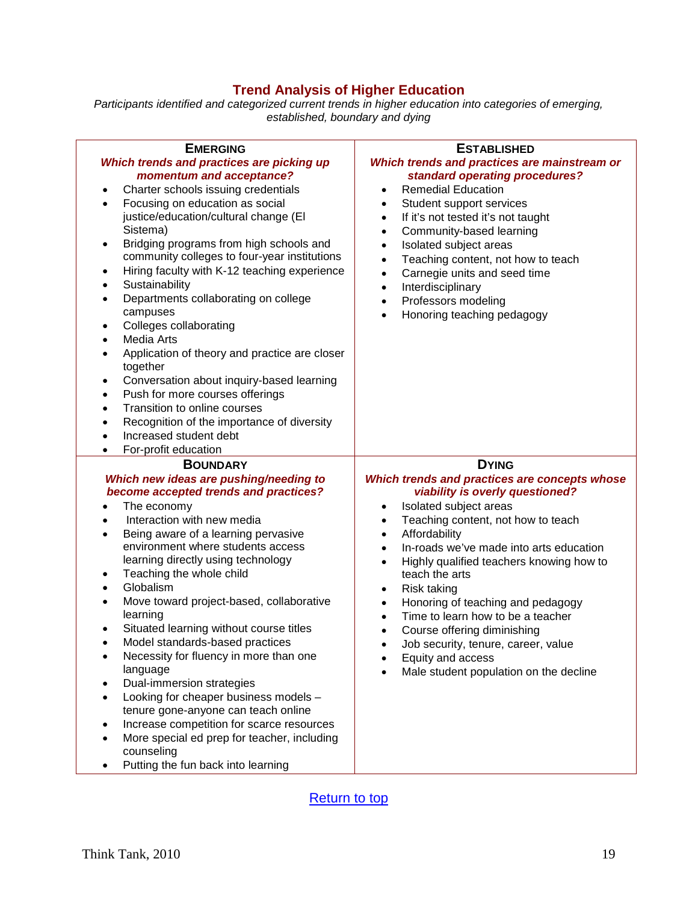## Trend Analysis of Higher Education

*Participants identified and categorized current trends in higher education into categories of emerging, established, boundary and dying*

### Emerging

***Which trends and practices are picking up momentum and acceptance?***

- Charter schools issuing credentials
- Focusing on education as social justice/education/cultural change (El Sistema)
- Bridging programs from high schools and community colleges to four-year institutions
- Hiring faculty with K-12 teaching experience
- Sustainability
- Departments collaborating on college campuses
- Colleges collaborating
- Media Arts
- Application of theory and practice are closer together
- Conversation about inquiry-based learning
- Push for more courses offerings
- Transition to online courses
- Recognition of the importance of diversity
- Increased student debt
- For-profit education

### Established

***Which trends and practices are mainstream or standard operating procedures?***

- Remedial Education
- Student support services
- If it's not tested it's not taught
- Community-based learning
- Isolated subject areas
- Teaching content, not how to teach
- Carnegie units and seed time
- Interdisciplinary
- Professors modeling
- Honoring teaching pedagogy

### Boundary

***Which new ideas are pushing/needing to become accepted trends and practices?***

- The economy
- Interaction with new media
- Being aware of a learning pervasive environment where students access learning directly using technology
- Teaching the whole child
- Globalism
- Move toward project-based, collaborative learning
- Situated learning without course titles
- Model standards-based practices
- Necessity for fluency in more than one language
- Dual-immersion strategies
- Looking for cheaper business models – tenure gone-anyone can teach online
- Increase competition for scarce resources
- More special ed prep for teacher, including counseling
- Putting the fun back into learning

### Dying

***Which trends and practices are concepts whose viability is overly questioned?***

- Isolated subject areas
- Teaching content, not how to teach
- Affordability
- In-roads we've made into arts education
- Highly qualified teachers knowing how to teach the arts
- Risk taking
- Honoring of teaching and pedagogy
- Time to learn how to be a teacher
- Course offering diminishing
- Job security, tenure, career, value
- Equity and access
- Male student population on the decline

[Return to top]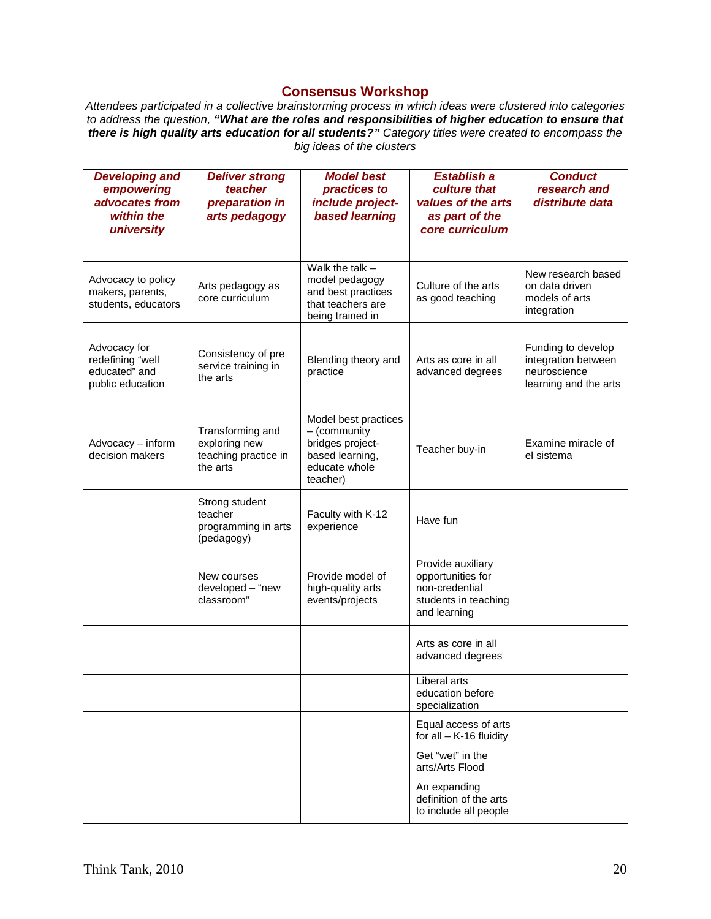## Consensus Workshop

*Attendees participated in a collective brainstorming process in which ideas were clustered into categories to address the question,* ***"What are the roles and responsibilities of higher education to ensure that there is high quality arts education for all students?"*** *Category titles were created to encompass the big ideas of the clusters*

| ***Developing and empowering advocates from within the university*** | ***Deliver strong teacher preparation in arts pedagogy*** | ***Model best practices to include project-based learning*** | ***Establish a culture that values of the arts as part of the core curriculum*** | ***Conduct research and distribute data*** |
|---|---|---|---|---|
| Advocacy to policy makers, parents, students, educators | Arts pedagogy as core curriculum | Walk the talk – model pedagogy and best practices that teachers are being trained in | Culture of the arts as good teaching | New research based on data driven models of arts integration |
| Advocacy for redefining "well educated" and public education | Consistency of pre service training in the arts | Blending theory and practice | Arts as core in all advanced degrees | Funding to develop integration between neuroscience learning and the arts |
| Advocacy – inform decision makers | Transforming and exploring new teaching practice in the arts | Model best practices – (community bridges project-based learning, educate whole teacher) | Teacher buy-in | Examine miracle of el sistema |
| | Strong student teacher programming in arts (pedagogy) | Faculty with K-12 experience | Have fun | |
| | New courses developed – "new classroom" | Provide model of high-quality arts events/projects | Provide auxiliary opportunities for non-credential students in teaching and learning | |
| | | | Arts as core in all advanced degrees | |
| | | | Liberal arts education before specialization | |
| | | | Equal access of arts for all – K-16 fluidity | |
| | | | Get "wet" in the arts/Arts Flood | |
| | | | An expanding definition of the arts to include all people | |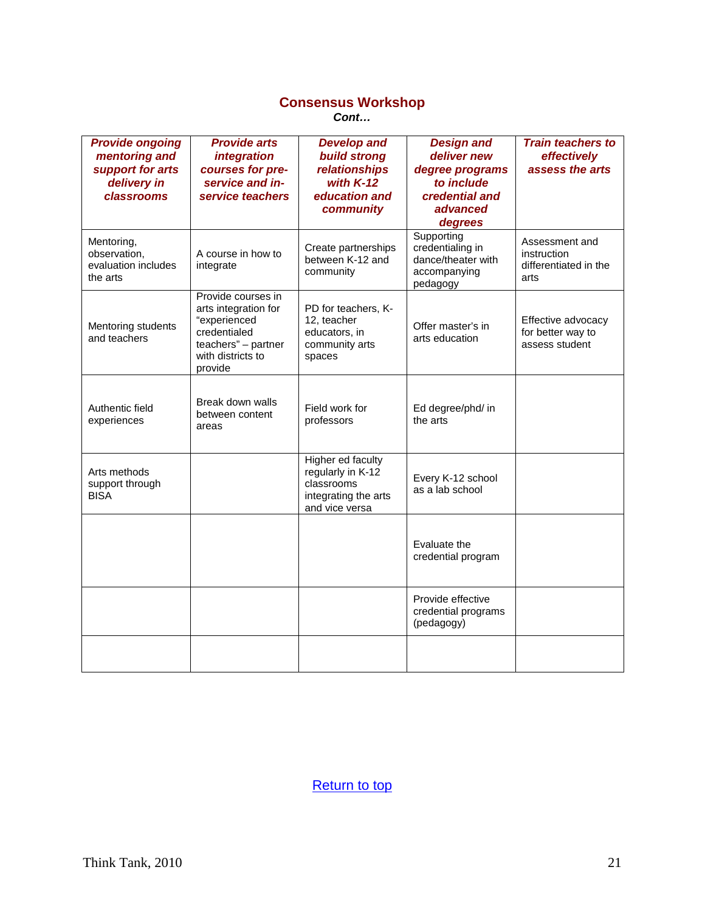## Consensus Workshop

***Cont…***

| ***Provide ongoing mentoring and support for arts delivery in classrooms*** | ***Provide arts integration courses for pre-service and in-service teachers*** | ***Develop and build strong relationships with K-12 education and community*** | ***Design and deliver new degree programs to include credential and advanced degrees*** | ***Train teachers to effectively assess the arts*** |
|---|---|---|---|---|
| Mentoring, observation, evaluation includes the arts | A course in how to integrate | Create partnerships between K-12 and community | Supporting credentialing in dance/theater with accompanying pedagogy | Assessment and instruction differentiated in the arts |
| Mentoring students and teachers | Provide courses in arts integration for "experienced credentialed teachers" – partner with districts to provide | PD for teachers, K-12, teacher educators, in community arts spaces | Offer master's in arts education | Effective advocacy for better way to assess student |
| Authentic field experiences | Break down walls between content areas | Field work for professors | Ed degree/phd/ in the arts | |
| Arts methods support through BISA | | Higher ed faculty regularly in K-12 classrooms integrating the arts and vice versa | Every K-12 school as a lab school | |
| | | | Evaluate the credential program | |
| | | | Provide effective credential programs (pedagogy) | |
| | | | | |

Return to top

Think Tank, 2010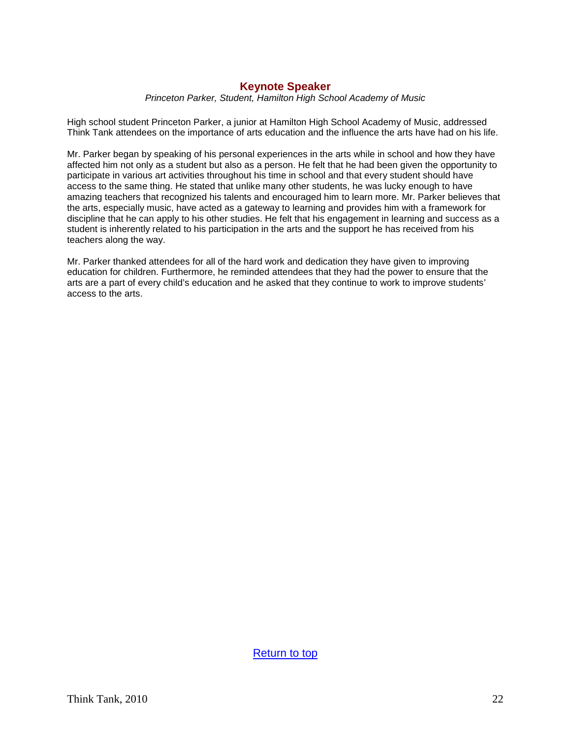## Keynote Speaker

*Princeton Parker, Student, Hamilton High School Academy of Music*

High school student Princeton Parker, a junior at Hamilton High School Academy of Music, addressed Think Tank attendees on the importance of arts education and the influence the arts have had on his life.

Mr. Parker began by speaking of his personal experiences in the arts while in school and how they have affected him not only as a student but also as a person. He felt that he had been given the opportunity to participate in various art activities throughout his time in school and that every student should have access to the same thing. He stated that unlike many other students, he was lucky enough to have amazing teachers that recognized his talents and encouraged him to learn more. Mr. Parker believes that the arts, especially music, have acted as a gateway to learning and provides him with a framework for discipline that he can apply to his other studies. He felt that his engagement in learning and success as a student is inherently related to his participation in the arts and the support he has received from his teachers along the way.

Mr. Parker thanked attendees for all of the hard work and dedication they have given to improving education for children. Furthermore, he reminded attendees that they had the power to ensure that the arts are a part of every child's education and he asked that they continue to work to improve students' access to the arts.

Return to top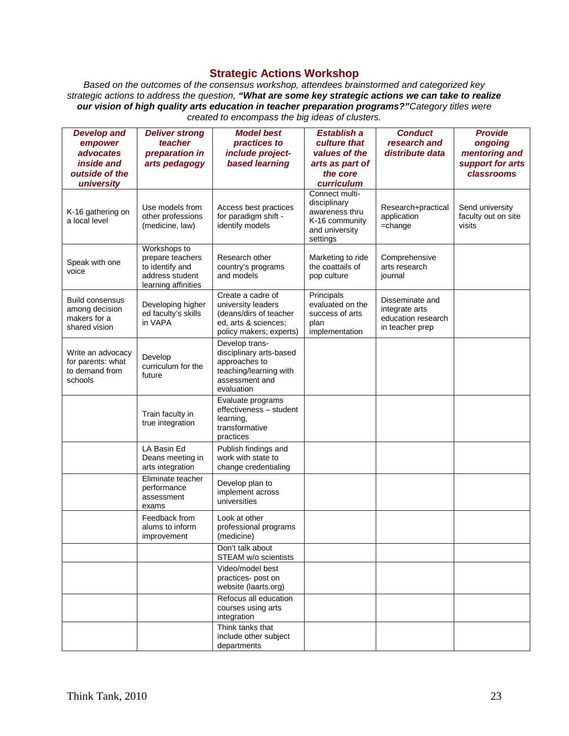## Strategic Actions Workshop

*Based on the outcomes of the consensus workshop, attendees brainstormed and categorized key strategic actions to address the question,* ***"What are some key strategic actions we can take to realize our vision of high quality arts education in teacher preparation programs?"*** *Category titles were created to encompass the big ideas of clusters.*

| ***Develop and empower advocates inside and outside of the university*** | ***Deliver strong teacher preparation in arts pedagogy*** | ***Model best practices to include project-based learning*** | ***Establish a culture that values of the arts as part of the core curriculum*** | ***Conduct research and distribute data*** | ***Provide ongoing mentoring and support for arts classrooms*** |
|---|---|---|---|---|---|
| K-16 gathering on a local level | Use models from other professions (medicine, law) | Access best practices for paradigm shift - identify models | Connect multi-disciplinary awareness thru K-16 community and university settings | Research+practical application =change | Send university faculty out on site visits |
| Speak with one voice | Workshops to prepare teachers to identify and address student learning affinities | Research other country's programs and models | Marketing to ride the coattails of pop culture | Comprehensive arts research journal | |
| Build consensus among decision makers for a shared vision | Developing higher ed faculty's skills in VAPA | Create a cadre of university leaders (deans/dirs of teacher ed, arts & sciences; policy makers; experts) | Principals evaluated on the success of arts plan implementation | Disseminate and integrate arts education research in teacher prep | |
| Write an advocacy for parents: what to demand from schools | Develop curriculum for the future | Develop trans-disciplinary arts-based approaches to teaching/learning with assessment and evaluation | | | |
| | Train faculty in true integration | Evaluate programs effectiveness – student learning, transformative practices | | | |
| | LA Basin Ed Deans meeting in arts integration | Publish findings and work with state to change credentialing | | | |
| | Eliminate teacher performance assessment exams | Develop plan to implement across universities | | | |
| | Feedback from alums to inform improvement | Look at other professional programs (medicine) | | | |
| | | Don't talk about STEAM w/o scientists | | | |
| | | Video/model best practices- post on website (laarts.org) | | | |
| | | Refocus all education courses using arts integration | | | |
| | | Think tanks that include other subject departments | | | |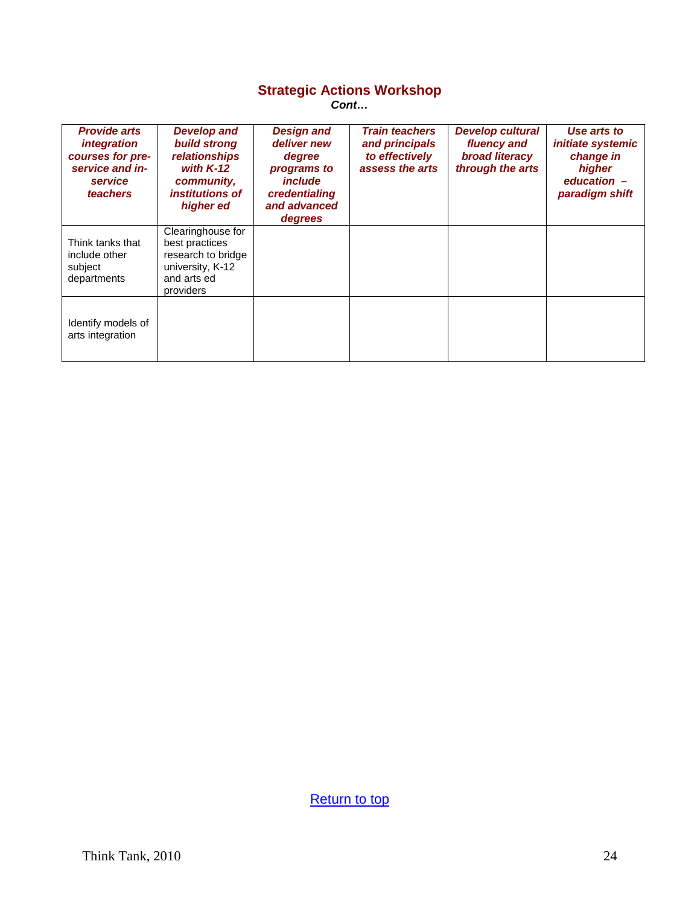## Strategic Actions Workshop

***Cont…***

| ***Provide arts integration courses for pre-service and in-service teachers*** | ***Develop and build strong relationships with K-12 community, institutions of higher ed*** | ***Design and deliver new degree programs to include credentialing and advanced degrees*** | ***Train teachers and principals to effectively assess the arts*** | ***Develop cultural fluency and broad literacy through the arts*** | ***Use arts to initiate systemic change in higher education – paradigm shift*** |
|---|---|---|---|---|---|
| Think tanks that include other subject departments | Clearinghouse for best practices research to bridge university, K-12 and arts ed providers | | | | |
| Identify models of arts integration | | | | | |

Return to top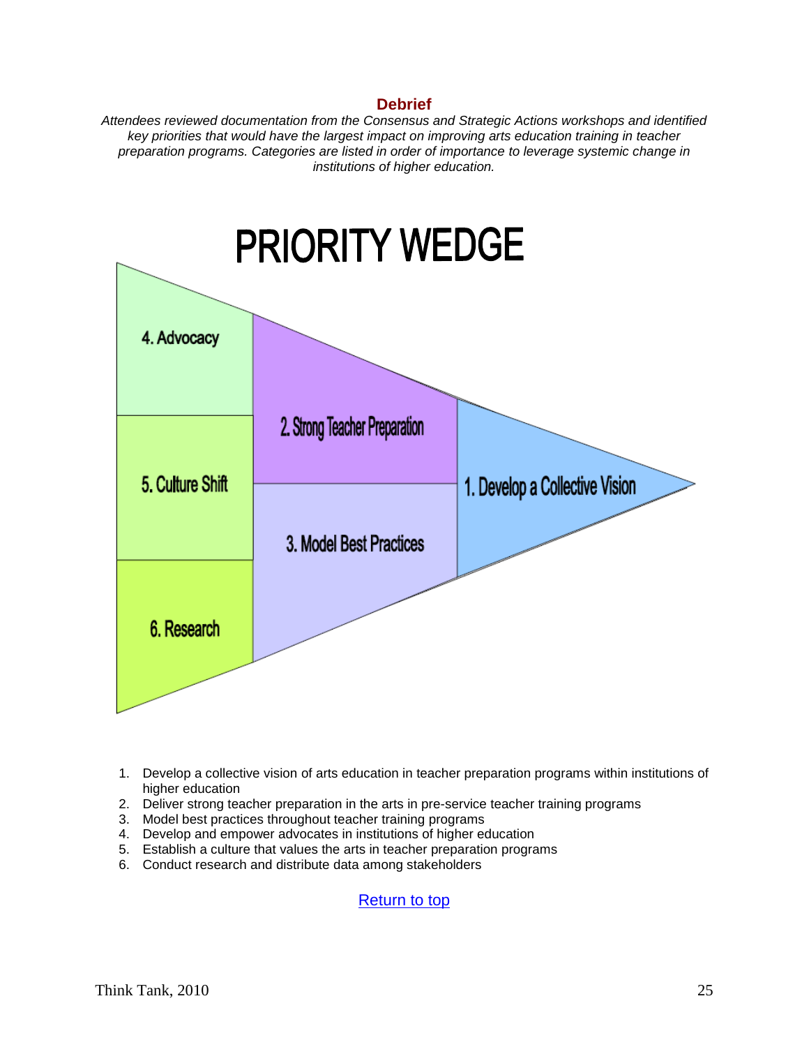## Debrief

*Attendees reviewed documentation from the Consensus and Strategic Actions workshops and identified key priorities that would have the largest impact on improving arts education training in teacher preparation programs. Categories are listed in order of importance to leverage systemic change in institutions of higher education.*

PRIORITY WEDGE

4. Advocacy

5. Culture Shift

6. Research

2. Strong Teacher Preparation

3. Model Best Practices

1. Develop a Collective Vision

1. Develop a collective vision of arts education in teacher preparation programs within institutions of higher education
2. Deliver strong teacher preparation in the arts in pre-service teacher training programs
3. Model best practices throughout teacher training programs
4. Develop and empower advocates in institutions of higher education
5. Establish a culture that values the arts in teacher preparation programs
6. Conduct research and distribute data among stakeholders

Return to top